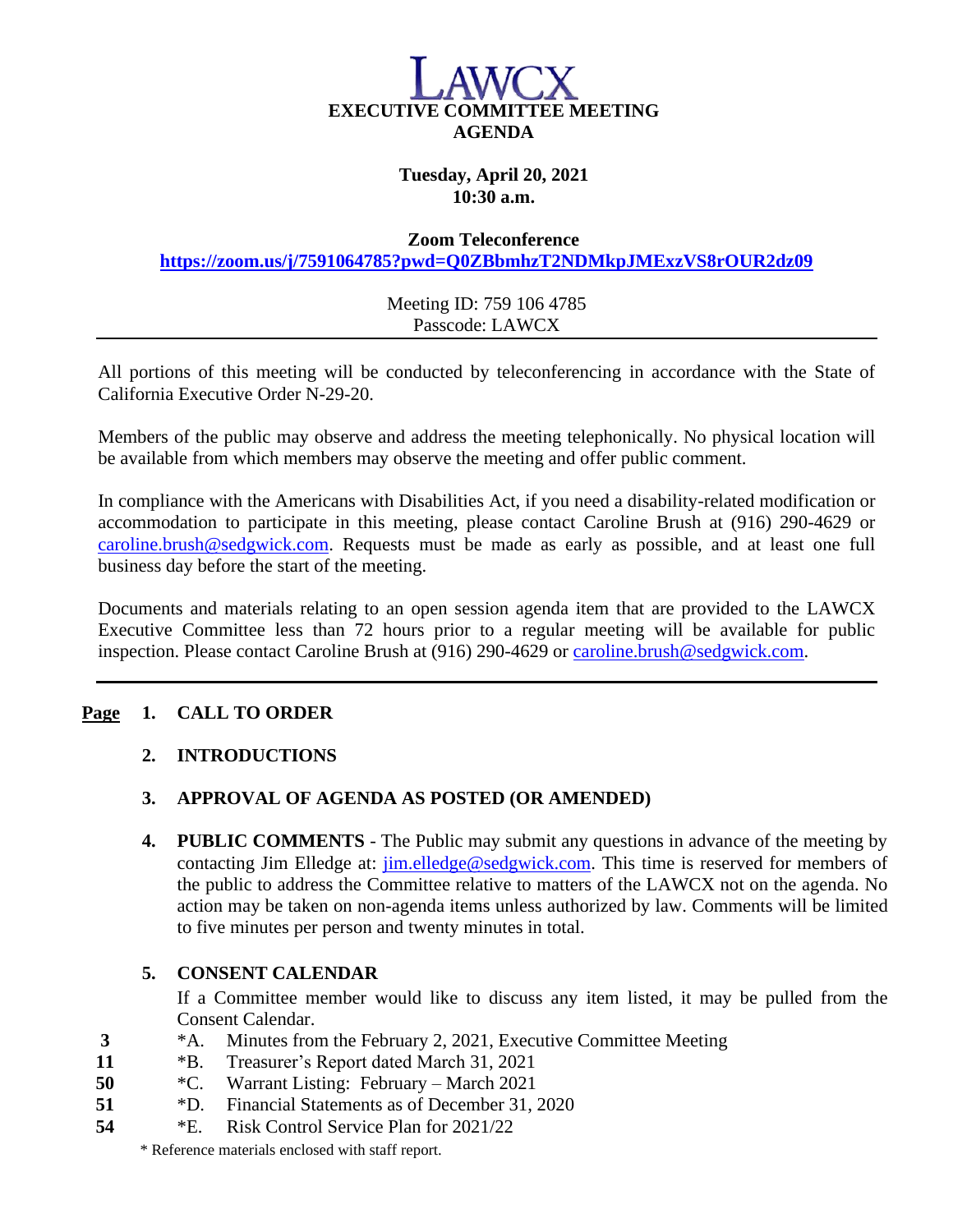# LAWCX

## EXECUTIVE COMMITTEE MEETING AGENDA

**Tuesday, April 20, 2021**
**10:30 a.m.**

**Zoom Teleconference**
**https://zoom.us/j/7591064785?pwd=Q0ZBbmhzT2NDMkpJMExzVS8rOUR2dz09**

Meeting ID: 759 106 4785
Passcode: LAWCX

---

All portions of this meeting will be conducted by teleconferencing in accordance with the State of California Executive Order N-29-20.

Members of the public may observe and address the meeting telephonically. No physical location will be available from which members may observe the meeting and offer public comment.

In compliance with the Americans with Disabilities Act, if you need a disability-related modification or accommodation to participate in this meeting, please contact Caroline Brush at (916) 290-4629 or caroline.brush@sedgwick.com. Requests must be made as early as possible, and at least one full business day before the start of the meeting.

Documents and materials relating to an open session agenda item that are provided to the LAWCX Executive Committee less than 72 hours prior to a regular meeting will be available for public inspection. Please contact Caroline Brush at (916) 290-4629 or caroline.brush@sedgwick.com.

---

**Page**

1. **CALL TO ORDER**

2. **INTRODUCTIONS**

3. **APPROVAL OF AGENDA AS POSTED (OR AMENDED)**

4. **PUBLIC COMMENTS** - The Public may submit any questions in advance of the meeting by contacting Jim Elledge at: jim.elledge@sedgwick.com. This time is reserved for members of the public to address the Committee relative to matters of the LAWCX not on the agenda. No action may be taken on non-agenda items unless authorized by law. Comments will be limited to five minutes per person and twenty minutes in total.

5. **CONSENT CALENDAR**

   If a Committee member would like to discuss any item listed, it may be pulled from the Consent Calendar.

| Page | Item | Description |
|---|---|---|
| 3 | *A. | Minutes from the February 2, 2021, Executive Committee Meeting |
| 11 | *B. | Treasurer's Report dated March 31, 2021 |
| 50 | *C. | Warrant Listing: February – March 2021 |
| 51 | *D. | Financial Statements as of December 31, 2020 |
| 54 | *E. | Risk Control Service Plan for 2021/22 |

\* Reference materials enclosed with staff report.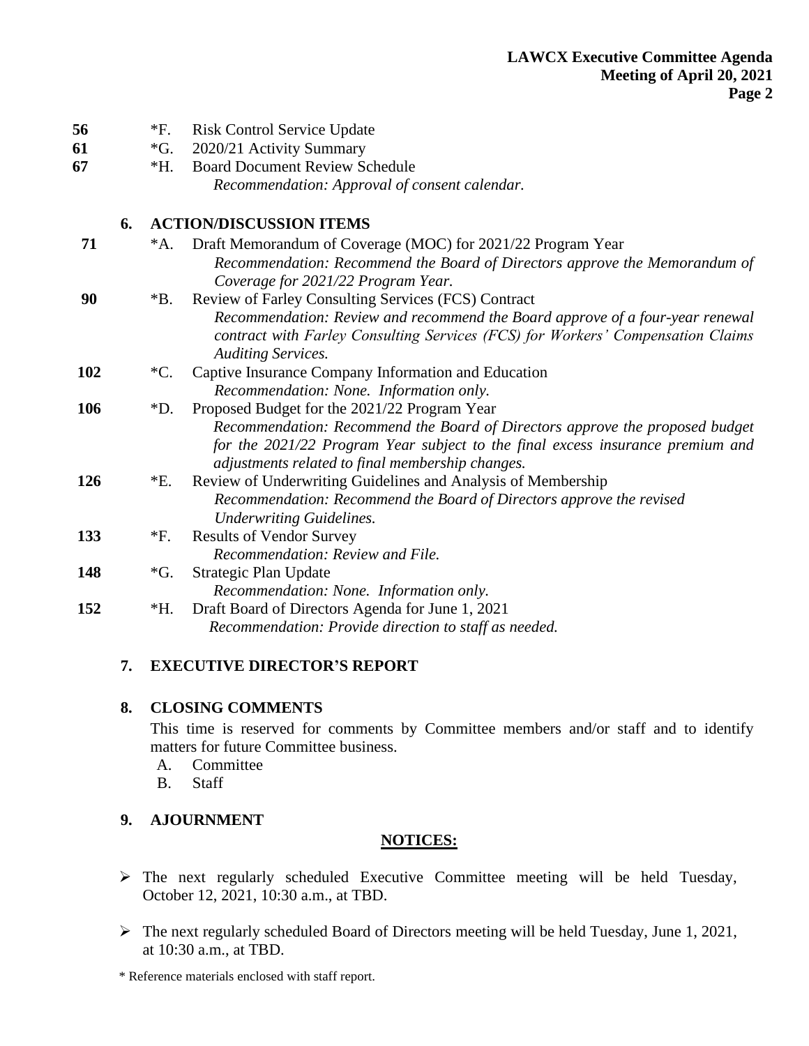56 *F. Risk Control Service Update

61 *G. 2020/21 Activity Summary

67 *H. Board Document Review Schedule

*Recommendation: Approval of consent calendar.*

## 6. ACTION/DISCUSSION ITEMS

71 *A. Draft Memorandum of Coverage (MOC) for 2021/22 Program Year

*Recommendation: Recommend the Board of Directors approve the Memorandum of Coverage for 2021/22 Program Year.*

90 *B. Review of Farley Consulting Services (FCS) Contract

*Recommendation: Review and recommend the Board approve of a four-year renewal contract with Farley Consulting Services (FCS) for Workers' Compensation Claims Auditing Services.*

102 *C. Captive Insurance Company Information and Education

*Recommendation: None. Information only.*

106 *D. Proposed Budget for the 2021/22 Program Year

*Recommendation: Recommend the Board of Directors approve the proposed budget for the 2021/22 Program Year subject to the final excess insurance premium and adjustments related to final membership changes.*

126 *E. Review of Underwriting Guidelines and Analysis of Membership

*Recommendation: Recommend the Board of Directors approve the revised Underwriting Guidelines.*

133 *F. Results of Vendor Survey

*Recommendation: Review and File.*

148 *G. Strategic Plan Update

*Recommendation: None. Information only.*

152 *H. Draft Board of Directors Agenda for June 1, 2021

*Recommendation: Provide direction to staff as needed.*

## 7. EXECUTIVE DIRECTOR'S REPORT

## 8. CLOSING COMMENTS

This time is reserved for comments by Committee members and/or staff and to identify matters for future Committee business.

A. Committee
B. Staff

## 9. AJOURNMENT

**NOTICES:**

- The next regularly scheduled Executive Committee meeting will be held Tuesday, October 12, 2021, 10:30 a.m., at TBD.
- The next regularly scheduled Board of Directors meeting will be held Tuesday, June 1, 2021, at 10:30 a.m., at TBD.

* Reference materials enclosed with staff report.